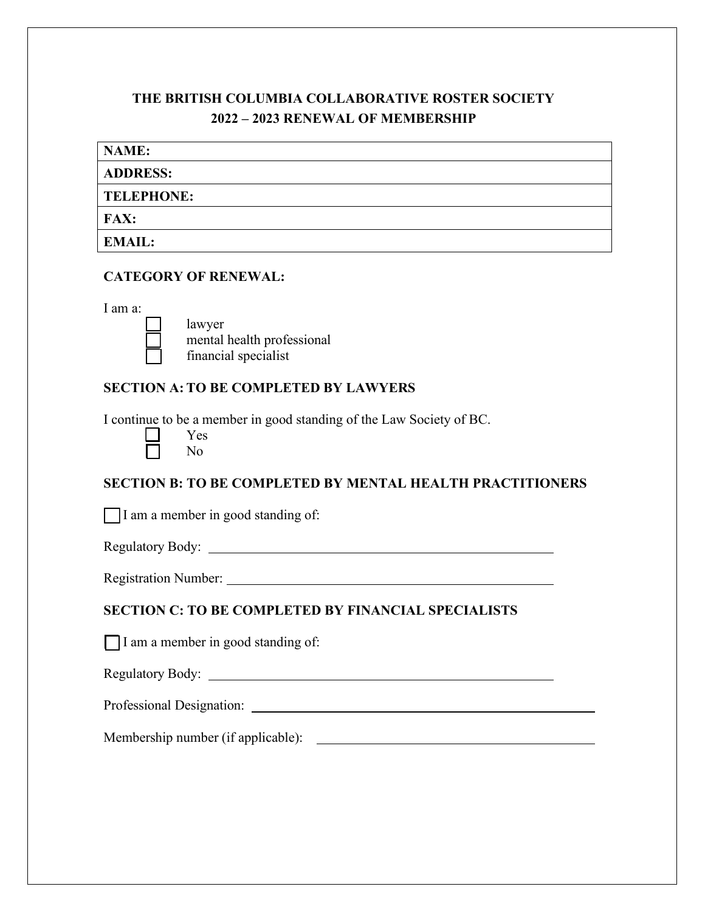# THE BRITISH COLUMBIA COLLABORATIVE ROSTER SOCIETY
## 2022 – 2023 RENEWAL OF MEMBERSHIP

| **NAME:** |
|---|
| **ADDRESS:** |
| **TELEPHONE:** |
| **FAX:** |
| **EMAIL:** |

**CATEGORY OF RENEWAL:**

I am a:

- ☐ lawyer
- ☐ mental health professional
- ☐ financial specialist

**SECTION A: TO BE COMPLETED BY LAWYERS**

I continue to be a member in good standing of the Law Society of BC.

- ☐ Yes
- ☐ No

**SECTION B: TO BE COMPLETED BY MENTAL HEALTH PRACTITIONERS**

☐ I am a member in good standing of:

Regulatory Body: ______________________________________________

Registration Number: ___________________________________________

**SECTION C: TO BE COMPLETED BY FINANCIAL SPECIALISTS**

☐ I am a member in good standing of:

Regulatory Body: ______________________________________________

Professional Designation: ________________________________________

Membership number (if applicable): ________________________________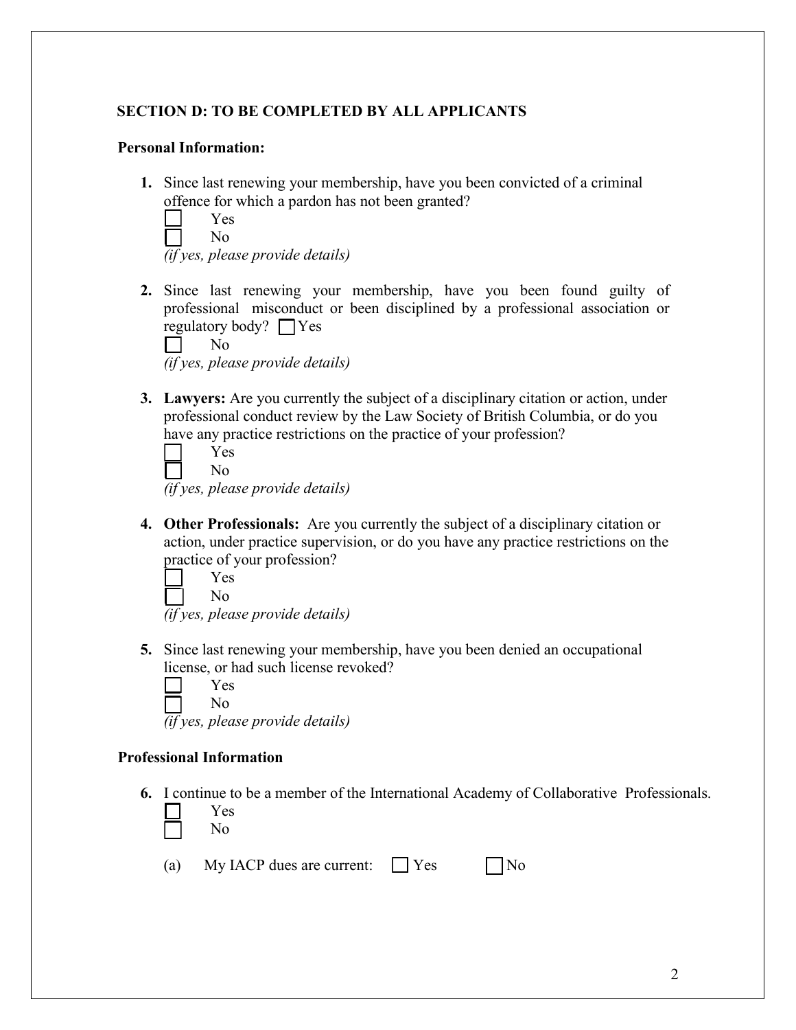### SECTION D: TO BE COMPLETED BY ALL APPLICANTS

**Personal Information:**

1. Since last renewing your membership, have you been convicted of a criminal offence for which a pardon has not been granted?
   - ☐ Yes
   - ☐ No

   *(if yes, please provide details)*

2. Since last renewing your membership, have you been found guilty of professional misconduct or been disciplined by a professional association or regulatory body? ☐ Yes
   - ☐ No

   *(if yes, please provide details)*

3. **Lawyers:** Are you currently the subject of a disciplinary citation or action, under professional conduct review by the Law Society of British Columbia, or do you have any practice restrictions on the practice of your profession?
   - ☐ Yes
   - ☐ No

   *(if yes, please provide details)*

4. **Other Professionals:** Are you currently the subject of a disciplinary citation or action, under practice supervision, or do you have any practice restrictions on the practice of your profession?
   - ☐ Yes
   - ☐ No

   *(if yes, please provide details)*

5. Since last renewing your membership, have you been denied an occupational license, or had such license revoked?
   - ☐ Yes
   - ☐ No

   *(if yes, please provide details)*

**Professional Information**

6. I continue to be a member of the International Academy of Collaborative Professionals.
   - ☐ Yes
   - ☐ No

   (a) My IACP dues are current: ☐ Yes ☐ No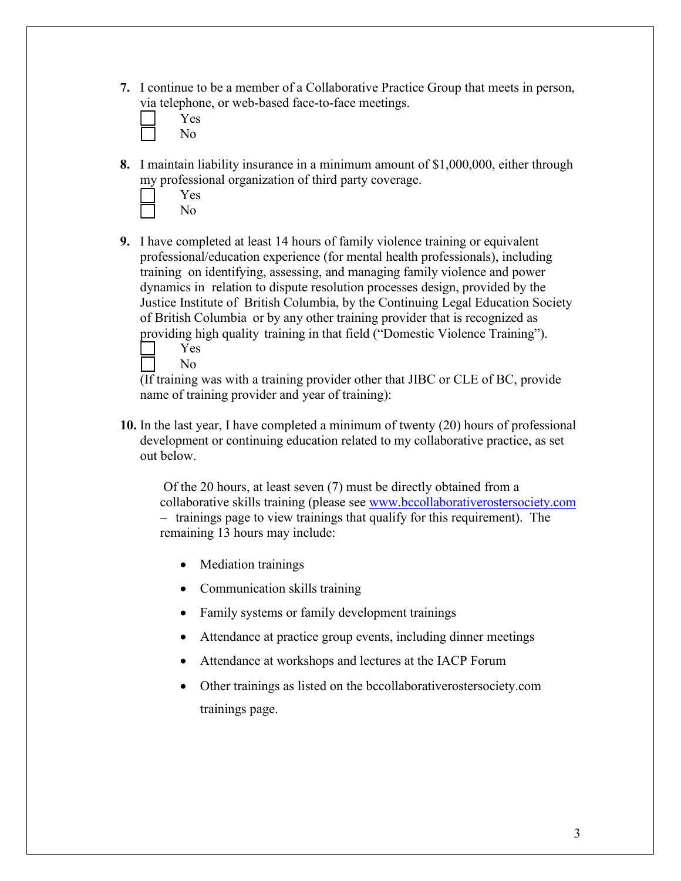**7.** I continue to be a member of a Collaborative Practice Group that meets in person, via telephone, or web-based face-to-face meetings.

☐ Yes
☐ No

**8.** I maintain liability insurance in a minimum amount of $1,000,000, either through my professional organization of third party coverage.

☐ Yes
☐ No

**9.** I have completed at least 14 hours of family violence training or equivalent professional/education experience (for mental health professionals), including training on identifying, assessing, and managing family violence and power dynamics in relation to dispute resolution processes design, provided by the Justice Institute of British Columbia, by the Continuing Legal Education Society of British Columbia or by any other training provider that is recognized as providing high quality training in that field ("Domestic Violence Training").

☐ Yes
☐ No

(If training was with a training provider other that JIBC or CLE of BC, provide name of training provider and year of training):

**10.** In the last year, I have completed a minimum of twenty (20) hours of professional development or continuing education related to my collaborative practice, as set out below.

Of the 20 hours, at least seven (7) must be directly obtained from a collaborative skills training (please see www.bccollaborativerostersociety.com – trainings page to view trainings that qualify for this requirement). The remaining 13 hours may include:

- Mediation trainings
- Communication skills training
- Family systems or family development trainings
- Attendance at practice group events, including dinner meetings
- Attendance at workshops and lectures at the IACP Forum
- Other trainings as listed on the bccollaborativerostersociety.com trainings page.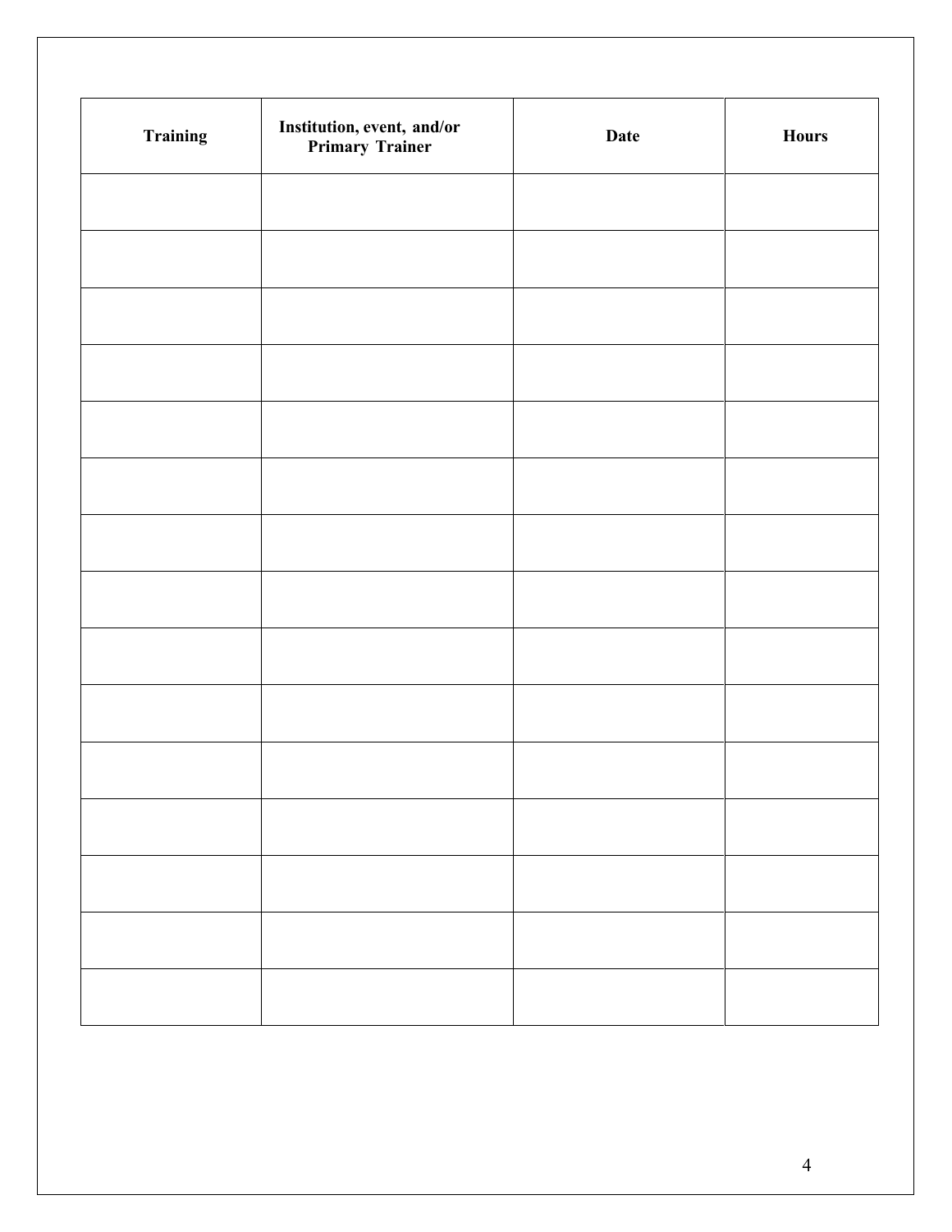| Training | Institution, event, and/or Primary Trainer | Date | Hours |
|---|---|---|---|
| | | | |
| | | | |
| | | | |
| | | | |
| | | | |
| | | | |
| | | | |
| | | | |
| | | | |
| | | | |
| | | | |
| | | | |
| | | | |
| | | | |
| | | | |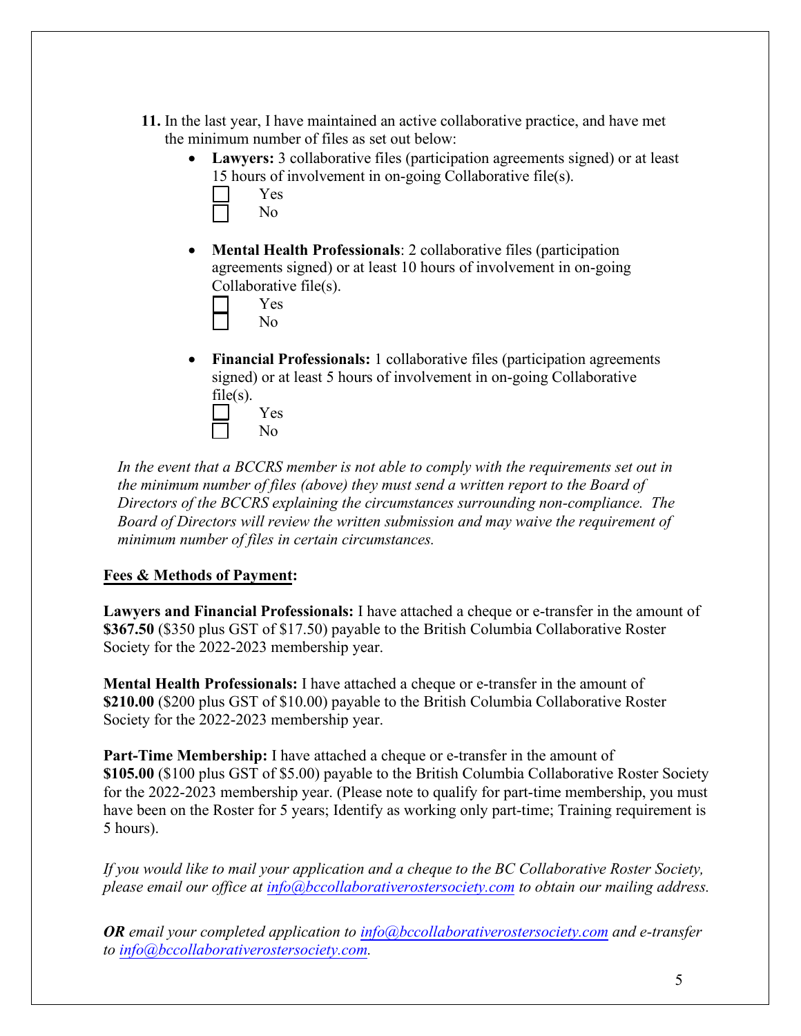11. In the last year, I have maintained an active collaborative practice, and have met the minimum number of files as set out below:
    - **Lawyers:** 3 collaborative files (participation agreements signed) or at least 15 hours of involvement in on-going Collaborative file(s).
      - ☐ Yes
      - ☐ No
    - **Mental Health Professionals**: 2 collaborative files (participation agreements signed) or at least 10 hours of involvement in on-going Collaborative file(s).
      - ☐ Yes
      - ☐ No
    - **Financial Professionals:** 1 collaborative files (participation agreements signed) or at least 5 hours of involvement in on-going Collaborative file(s).
      - ☐ Yes
      - ☐ No

*In the event that a BCCRS member is not able to comply with the requirements set out in the minimum number of files (above) they must send a written report to the Board of Directors of the BCCRS explaining the circumstances surrounding non-compliance. The Board of Directors will review the written submission and may waive the requirement of minimum number of files in certain circumstances.*

**Fees & Methods of Payment:**

**Lawyers and Financial Professionals:** I have attached a cheque or e-transfer in the amount of **$367.50** ($350 plus GST of $17.50) payable to the British Columbia Collaborative Roster Society for the 2022-2023 membership year.

**Mental Health Professionals:** I have attached a cheque or e-transfer in the amount of **$210.00** ($200 plus GST of $10.00) payable to the British Columbia Collaborative Roster Society for the 2022-2023 membership year.

**Part-Time Membership:** I have attached a cheque or e-transfer in the amount of **$105.00** ($100 plus GST of $5.00) payable to the British Columbia Collaborative Roster Society for the 2022-2023 membership year. (Please note to qualify for part-time membership, you must have been on the Roster for 5 years; Identify as working only part-time; Training requirement is 5 hours).

*If you would like to mail your application and a cheque to the BC Collaborative Roster Society, please email our office at info@bccollaborativerostersociety.com to obtain our mailing address.*

***OR*** *email your completed application to info@bccollaborativerostersociety.com and e-transfer to info@bccollaborativerostersociety.com.*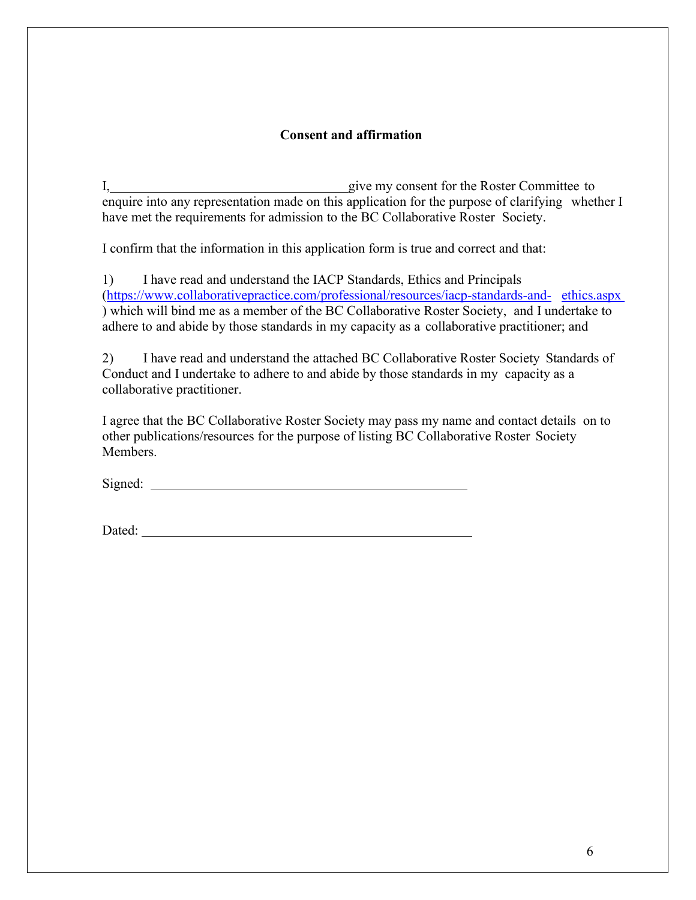**Consent and affirmation**

I,\_\_\_\_\_\_\_\_\_\_\_\_\_\_\_\_\_\_\_\_\_\_\_\_\_\_\_\_\_\_\_\_\_\_\_\_give my consent for the Roster Committee to enquire into any representation made on this application for the purpose of clarifying whether I have met the requirements for admission to the BC Collaborative Roster Society.

I confirm that the information in this application form is true and correct and that:

1) I have read and understand the IACP Standards, Ethics and Principals (https://www.collaborativepractice.com/professional/resources/iacp-standards-and-ethics.aspx ) which will bind me as a member of the BC Collaborative Roster Society, and I undertake to adhere to and abide by those standards in my capacity as a collaborative practitioner; and

2) I have read and understand the attached BC Collaborative Roster Society Standards of Conduct and I undertake to adhere to and abide by those standards in my capacity as a collaborative practitioner.

I agree that the BC Collaborative Roster Society may pass my name and contact details on to other publications/resources for the purpose of listing BC Collaborative Roster Society Members.

Signed: \_\_\_\_\_\_\_\_\_\_\_\_\_\_\_\_\_\_\_\_\_\_\_\_\_\_\_\_\_\_\_\_\_\_\_\_\_\_\_\_\_\_\_\_\_\_\_\_

Dated: \_\_\_\_\_\_\_\_\_\_\_\_\_\_\_\_\_\_\_\_\_\_\_\_\_\_\_\_\_\_\_\_\_\_\_\_\_\_\_\_\_\_\_\_\_\_\_\_